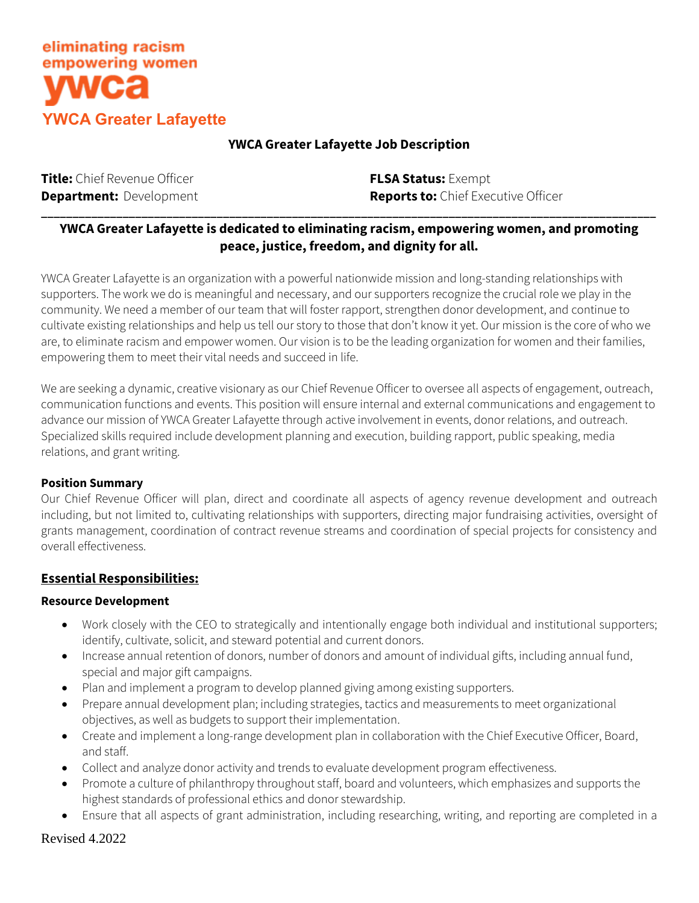eliminating racism
empowering women
ywca
YWCA Greater Lafayette

**YWCA Greater Lafayette Job Description**

**Title:** Chief Revenue Officer
**Department:** Development
**FLSA Status:** Exempt
**Reports to:** Chief Executive Officer

---

**YWCA Greater Lafayette is dedicated to eliminating racism, empowering women, and promoting peace, justice, freedom, and dignity for all.**

YWCA Greater Lafayette is an organization with a powerful nationwide mission and long-standing relationships with supporters. The work we do is meaningful and necessary, and our supporters recognize the crucial role we play in the community. We need a member of our team that will foster rapport, strengthen donor development, and continue to cultivate existing relationships and help us tell our story to those that don't know it yet. Our mission is the core of who we are, to eliminate racism and empower women. Our vision is to be the leading organization for women and their families, empowering them to meet their vital needs and succeed in life.

We are seeking a dynamic, creative visionary as our Chief Revenue Officer to oversee all aspects of engagement, outreach, communication functions and events. This position will ensure internal and external communications and engagement to advance our mission of YWCA Greater Lafayette through active involvement in events, donor relations, and outreach. Specialized skills required include development planning and execution, building rapport, public speaking, media relations, and grant writing.

**Position Summary**

Our Chief Revenue Officer will plan, direct and coordinate all aspects of agency revenue development and outreach including, but not limited to, cultivating relationships with supporters, directing major fundraising activities, oversight of grants management, coordination of contract revenue streams and coordination of special projects for consistency and overall effectiveness.

## Essential Responsibilities:

**Resource Development**

- Work closely with the CEO to strategically and intentionally engage both individual and institutional supporters; identify, cultivate, solicit, and steward potential and current donors.
- Increase annual retention of donors, number of donors and amount of individual gifts, including annual fund, special and major gift campaigns.
- Plan and implement a program to develop planned giving among existing supporters.
- Prepare annual development plan; including strategies, tactics and measurements to meet organizational objectives, as well as budgets to support their implementation.
- Create and implement a long-range development plan in collaboration with the Chief Executive Officer, Board, and staff.
- Collect and analyze donor activity and trends to evaluate development program effectiveness.
- Promote a culture of philanthropy throughout staff, board and volunteers, which emphasizes and supports the highest standards of professional ethics and donor stewardship.
- Ensure that all aspects of grant administration, including researching, writing, and reporting are completed in a

Revised 4.2022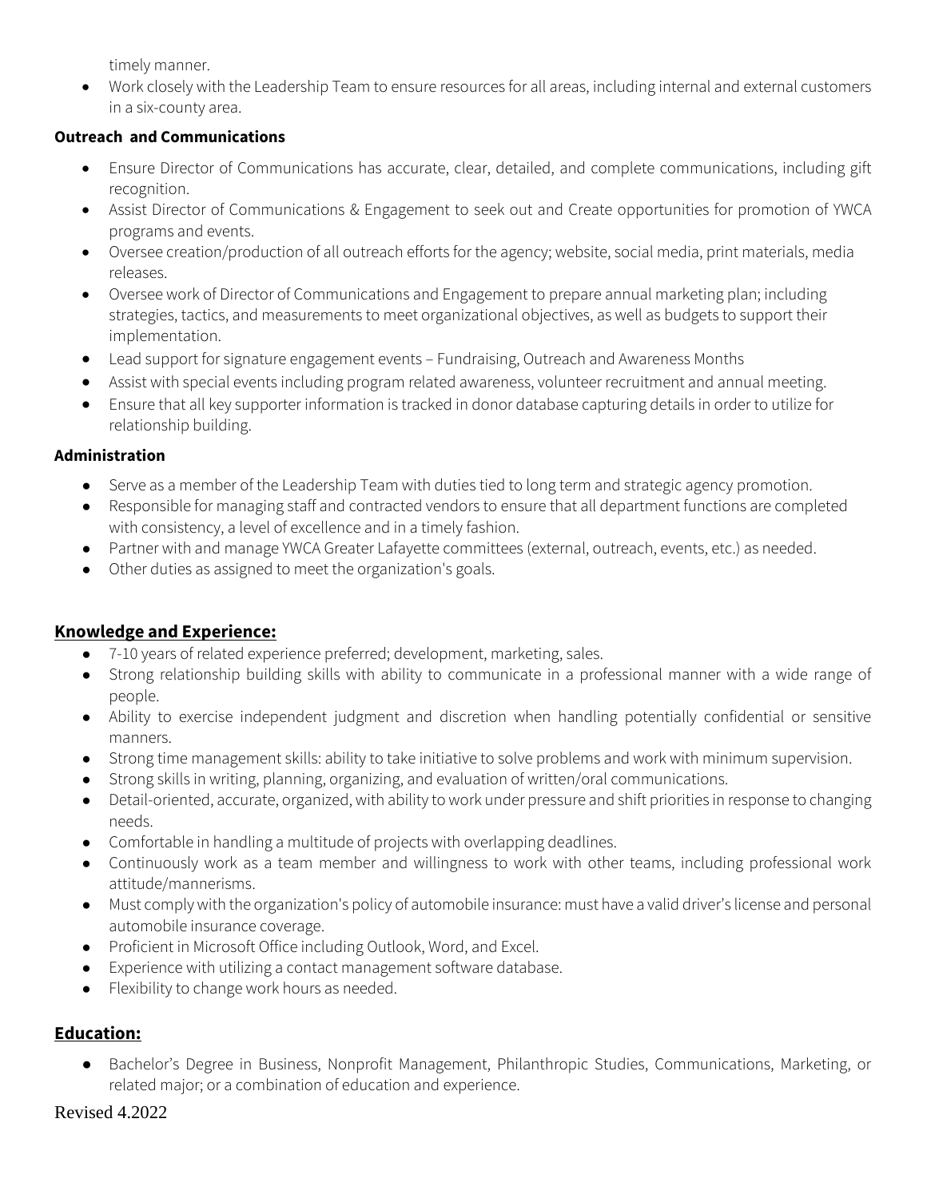timely manner.

- Work closely with the Leadership Team to ensure resources for all areas, including internal and external customers in a six-county area.

**Outreach and Communications**

- Ensure Director of Communications has accurate, clear, detailed, and complete communications, including gift recognition.
- Assist Director of Communications & Engagement to seek out and Create opportunities for promotion of YWCA programs and events.
- Oversee creation/production of all outreach efforts for the agency; website, social media, print materials, media releases.
- Oversee work of Director of Communications and Engagement to prepare annual marketing plan; including strategies, tactics, and measurements to meet organizational objectives, as well as budgets to support their implementation.
- Lead support for signature engagement events – Fundraising, Outreach and Awareness Months
- Assist with special events including program related awareness, volunteer recruitment and annual meeting.
- Ensure that all key supporter information is tracked in donor database capturing details in order to utilize for relationship building.

**Administration**

- Serve as a member of the Leadership Team with duties tied to long term and strategic agency promotion.
- Responsible for managing staff and contracted vendors to ensure that all department functions are completed with consistency, a level of excellence and in a timely fashion.
- Partner with and manage YWCA Greater Lafayette committees (external, outreach, events, etc.) as needed.
- Other duties as assigned to meet the organization's goals.

## Knowledge and Experience:

- 7-10 years of related experience preferred; development, marketing, sales.
- Strong relationship building skills with ability to communicate in a professional manner with a wide range of people.
- Ability to exercise independent judgment and discretion when handling potentially confidential or sensitive manners.
- Strong time management skills: ability to take initiative to solve problems and work with minimum supervision.
- Strong skills in writing, planning, organizing, and evaluation of written/oral communications.
- Detail-oriented, accurate, organized, with ability to work under pressure and shift priorities in response to changing needs.
- Comfortable in handling a multitude of projects with overlapping deadlines.
- Continuously work as a team member and willingness to work with other teams, including professional work attitude/mannerisms.
- Must comply with the organization's policy of automobile insurance: must have a valid driver's license and personal automobile insurance coverage.
- Proficient in Microsoft Office including Outlook, Word, and Excel.
- Experience with utilizing a contact management software database.
- Flexibility to change work hours as needed.

## Education:

- Bachelor's Degree in Business, Nonprofit Management, Philanthropic Studies, Communications, Marketing, or related major; or a combination of education and experience.

Revised 4.2022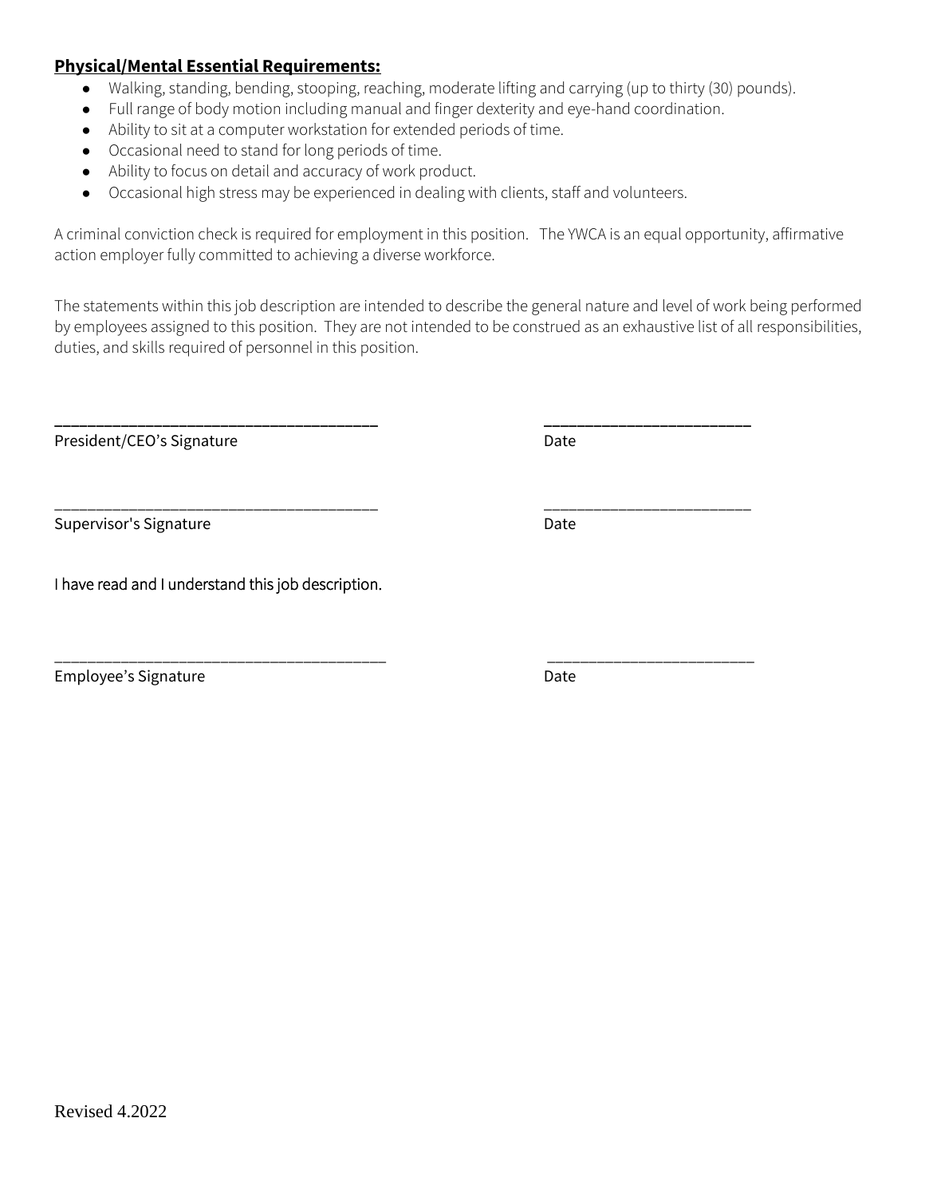**Physical/Mental Essential Requirements:**

- Walking, standing, bending, stooping, reaching, moderate lifting and carrying (up to thirty (30) pounds).
- Full range of body motion including manual and finger dexterity and eye-hand coordination.
- Ability to sit at a computer workstation for extended periods of time.
- Occasional need to stand for long periods of time.
- Ability to focus on detail and accuracy of work product.
- Occasional high stress may be experienced in dealing with clients, staff and volunteers.

A criminal conviction check is required for employment in this position. The YWCA is an equal opportunity, affirmative action employer fully committed to achieving a diverse workforce.

The statements within this job description are intended to describe the general nature and level of work being performed by employees assigned to this position. They are not intended to be construed as an exhaustive list of all responsibilities, duties, and skills required of personnel in this position.

______________________________________ ________________________

President/CEO's Signature Date

______________________________________ ________________________

Supervisor's Signature Date

I have read and I understand this job description.

______________________________________ ________________________

Employee's Signature Date

Revised 4.2022